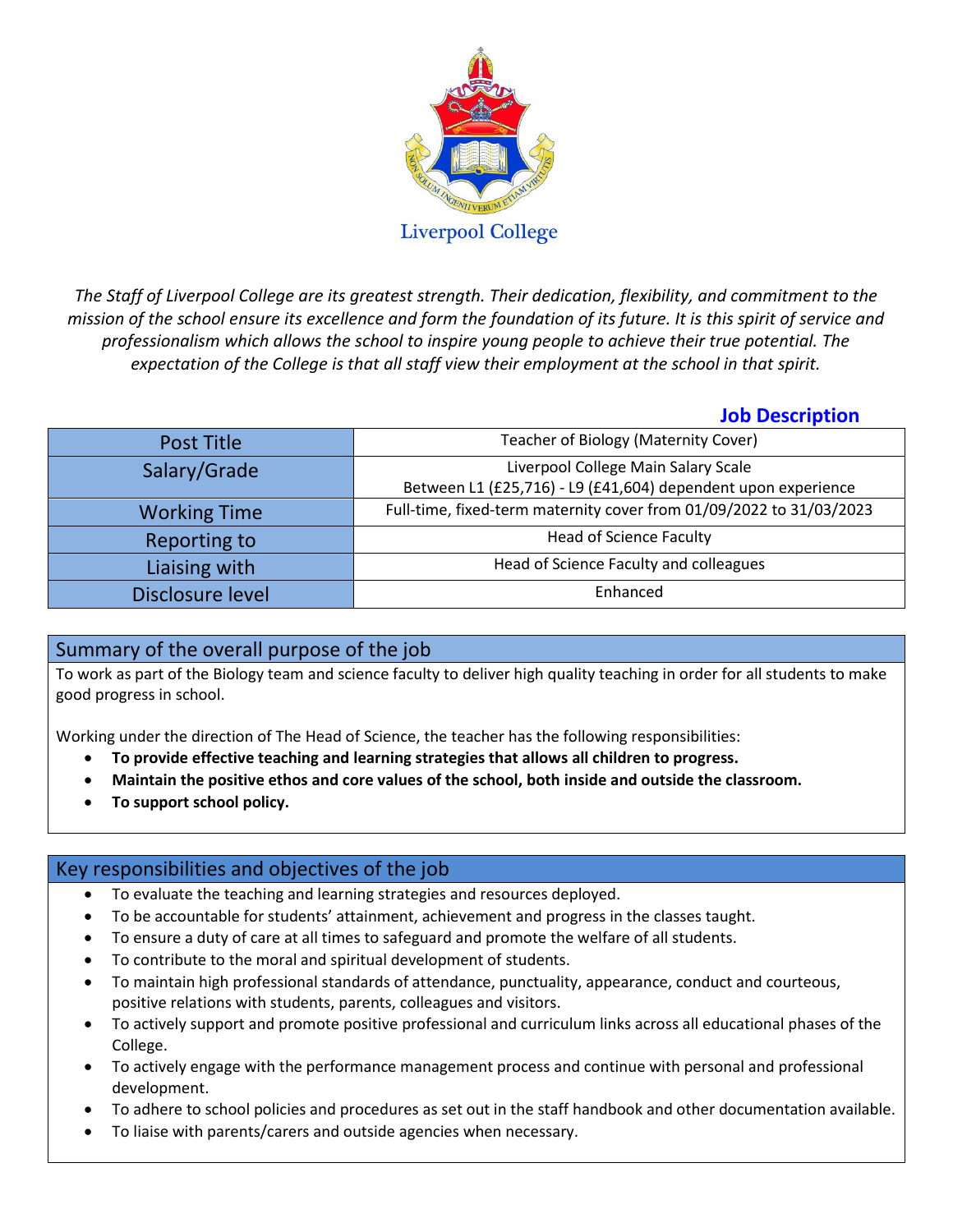Liverpool College

*The Staff of Liverpool College are its greatest strength. Their dedication, flexibility, and commitment to the mission of the school ensure its excellence and form the foundation of its future. It is this spirit of service and professionalism which allows the school to inspire young people to achieve their true potential. The expectation of the College is that all staff view their employment at the school in that spirit.*

## Job Description

| Post Title | Teacher of Biology (Maternity Cover) |
|---|---|
| Salary/Grade | Liverpool College Main Salary Scale<br>Between L1 (£25,716) - L9 (£41,604) dependent upon experience |
| Working Time | Full-time, fixed-term maternity cover from 01/09/2022 to 31/03/2023 |
| Reporting to | Head of Science Faculty |
| Liaising with | Head of Science Faculty and colleagues |
| Disclosure level | Enhanced |

## Summary of the overall purpose of the job

To work as part of the Biology team and science faculty to deliver high quality teaching in order for all students to make good progress in school.

Working under the direction of The Head of Science, the teacher has the following responsibilities:

- **To provide effective teaching and learning strategies that allows all children to progress.**
- **Maintain the positive ethos and core values of the school, both inside and outside the classroom.**
- **To support school policy.**

## Key responsibilities and objectives of the job

- To evaluate the teaching and learning strategies and resources deployed.
- To be accountable for students' attainment, achievement and progress in the classes taught.
- To ensure a duty of care at all times to safeguard and promote the welfare of all students.
- To contribute to the moral and spiritual development of students.
- To maintain high professional standards of attendance, punctuality, appearance, conduct and courteous, positive relations with students, parents, colleagues and visitors.
- To actively support and promote positive professional and curriculum links across all educational phases of the College.
- To actively engage with the performance management process and continue with personal and professional development.
- To adhere to school policies and procedures as set out in the staff handbook and other documentation available.
- To liaise with parents/carers and outside agencies when necessary.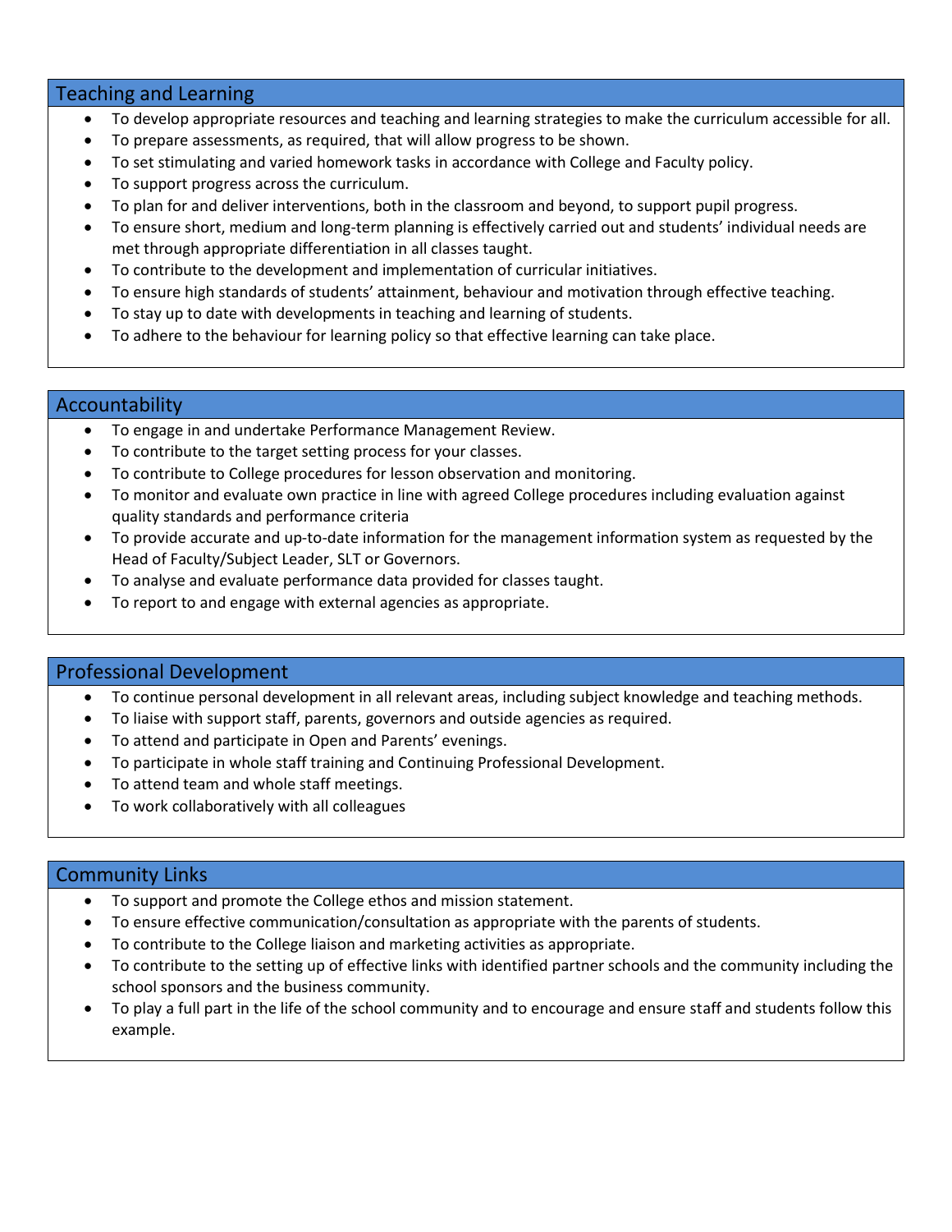## Teaching and Learning

- To develop appropriate resources and teaching and learning strategies to make the curriculum accessible for all.
- To prepare assessments, as required, that will allow progress to be shown.
- To set stimulating and varied homework tasks in accordance with College and Faculty policy.
- To support progress across the curriculum.
- To plan for and deliver interventions, both in the classroom and beyond, to support pupil progress.
- To ensure short, medium and long-term planning is effectively carried out and students' individual needs are met through appropriate differentiation in all classes taught.
- To contribute to the development and implementation of curricular initiatives.
- To ensure high standards of students' attainment, behaviour and motivation through effective teaching.
- To stay up to date with developments in teaching and learning of students.
- To adhere to the behaviour for learning policy so that effective learning can take place.

## Accountability

- To engage in and undertake Performance Management Review.
- To contribute to the target setting process for your classes.
- To contribute to College procedures for lesson observation and monitoring.
- To monitor and evaluate own practice in line with agreed College procedures including evaluation against quality standards and performance criteria
- To provide accurate and up-to-date information for the management information system as requested by the Head of Faculty/Subject Leader, SLT or Governors.
- To analyse and evaluate performance data provided for classes taught.
- To report to and engage with external agencies as appropriate.

## Professional Development

- To continue personal development in all relevant areas, including subject knowledge and teaching methods.
- To liaise with support staff, parents, governors and outside agencies as required.
- To attend and participate in Open and Parents' evenings.
- To participate in whole staff training and Continuing Professional Development.
- To attend team and whole staff meetings.
- To work collaboratively with all colleagues

## Community Links

- To support and promote the College ethos and mission statement.
- To ensure effective communication/consultation as appropriate with the parents of students.
- To contribute to the College liaison and marketing activities as appropriate.
- To contribute to the setting up of effective links with identified partner schools and the community including the school sponsors and the business community.
- To play a full part in the life of the school community and to encourage and ensure staff and students follow this example.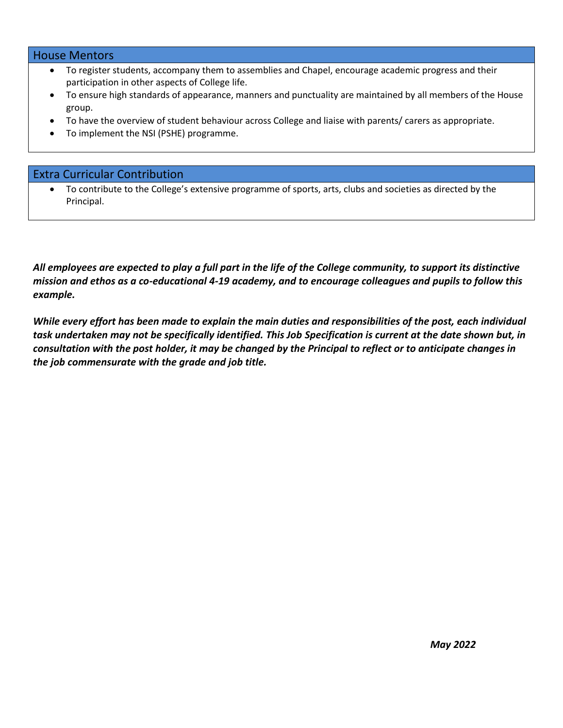## House Mentors

- To register students, accompany them to assemblies and Chapel, encourage academic progress and their participation in other aspects of College life.
- To ensure high standards of appearance, manners and punctuality are maintained by all members of the House group.
- To have the overview of student behaviour across College and liaise with parents/ carers as appropriate.
- To implement the NSI (PSHE) programme.

## Extra Curricular Contribution

- To contribute to the College's extensive programme of sports, arts, clubs and societies as directed by the Principal.

***All employees are expected to play a full part in the life of the College community, to support its distinctive mission and ethos as a co-educational 4-19 academy, and to encourage colleagues and pupils to follow this example.***

***While every effort has been made to explain the main duties and responsibilities of the post, each individual task undertaken may not be specifically identified. This Job Specification is current at the date shown but, in consultation with the post holder, it may be changed by the Principal to reflect or to anticipate changes in the job commensurate with the grade and job title.***

***May 2022***